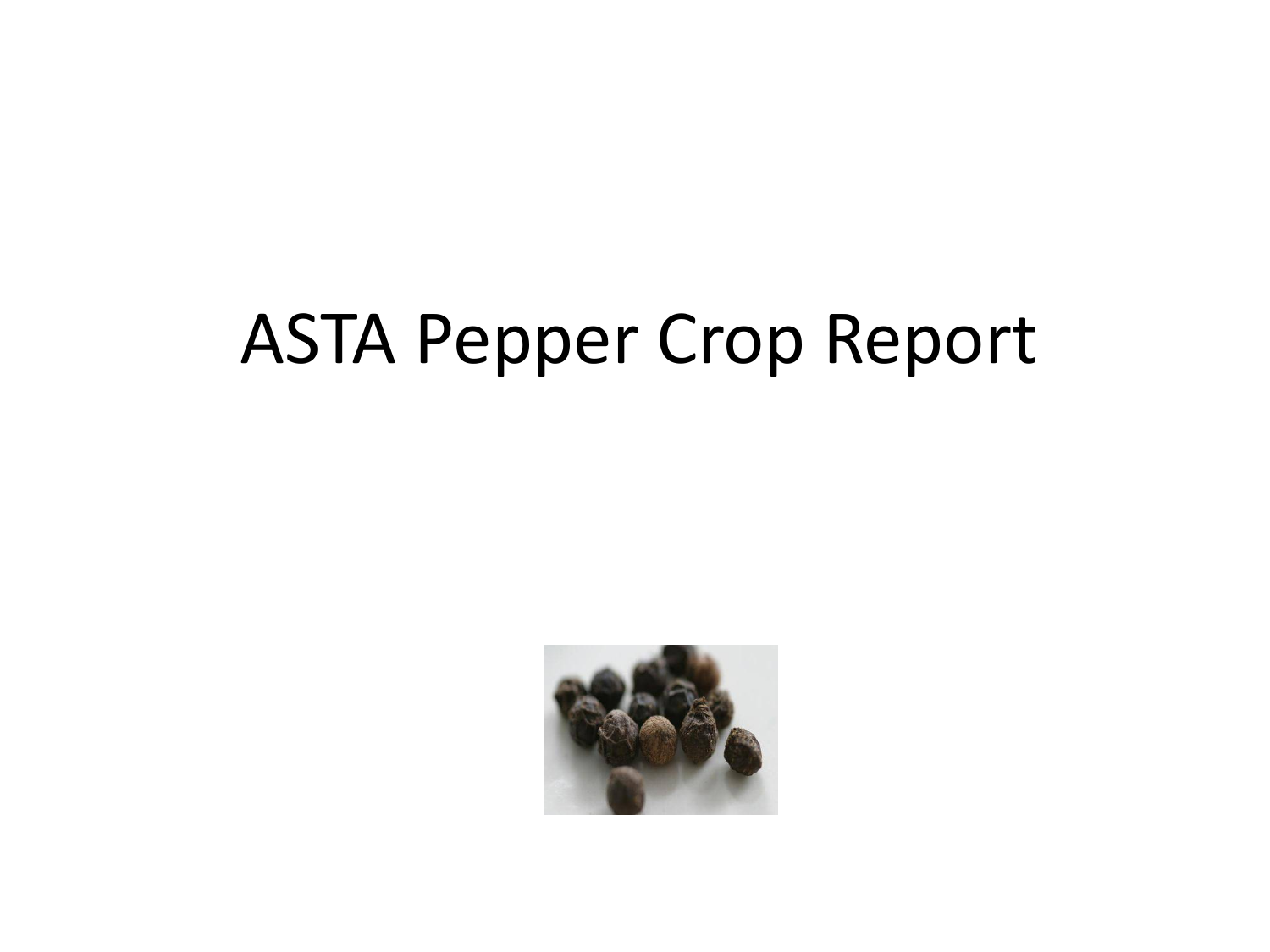# ASTA Pepper Crop Report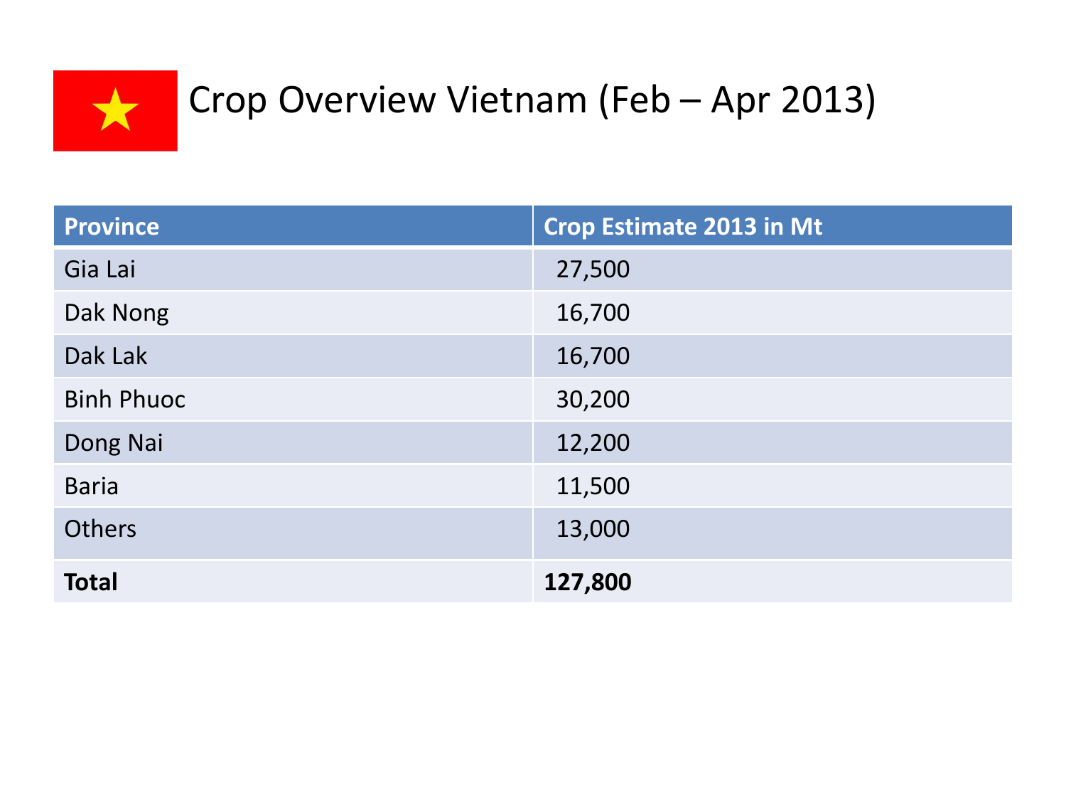# Crop Overview Vietnam (Feb – Apr 2013)

| Province | Crop Estimate 2013 in Mt |
|---|---|
| Gia Lai | 27,500 |
| Dak Nong | 16,700 |
| Dak Lak | 16,700 |
| Binh Phuoc | 30,200 |
| Dong Nai | 12,200 |
| Baria | 11,500 |
| Others | 13,000 |
| **Total** | **127,800** |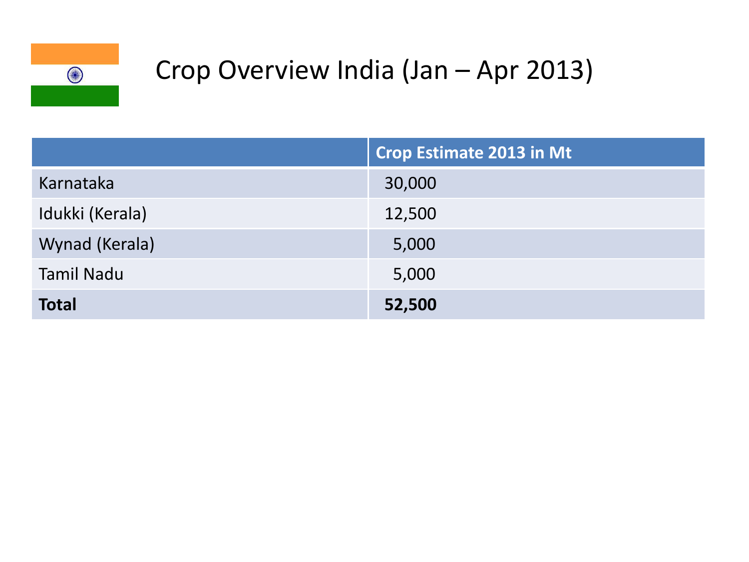# Crop Overview India (Jan – Apr 2013)

| | Crop Estimate 2013 in Mt |
|---|---|
| Karnataka | 30,000 |
| Idukki (Kerala) | 12,500 |
| Wynad (Kerala) | 5,000 |
| Tamil Nadu | 5,000 |
| **Total** | **52,500** |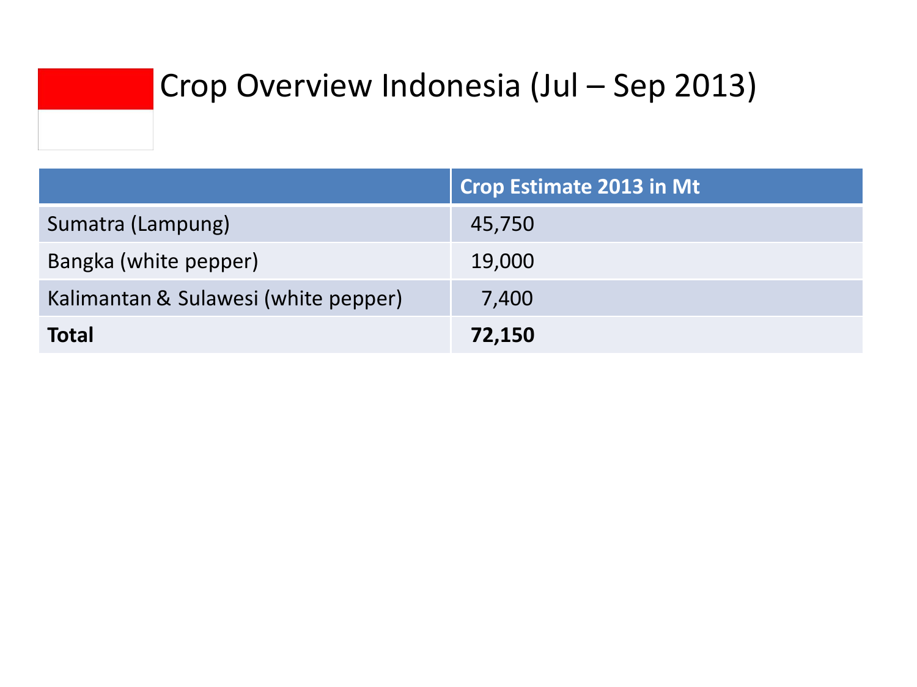# Crop Overview Indonesia (Jul – Sep 2013)

| | Crop Estimate 2013 in Mt |
|---|---|
| Sumatra (Lampung) | 45,750 |
| Bangka (white pepper) | 19,000 |
| Kalimantan & Sulawesi (white pepper) | 7,400 |
| **Total** | **72,150** |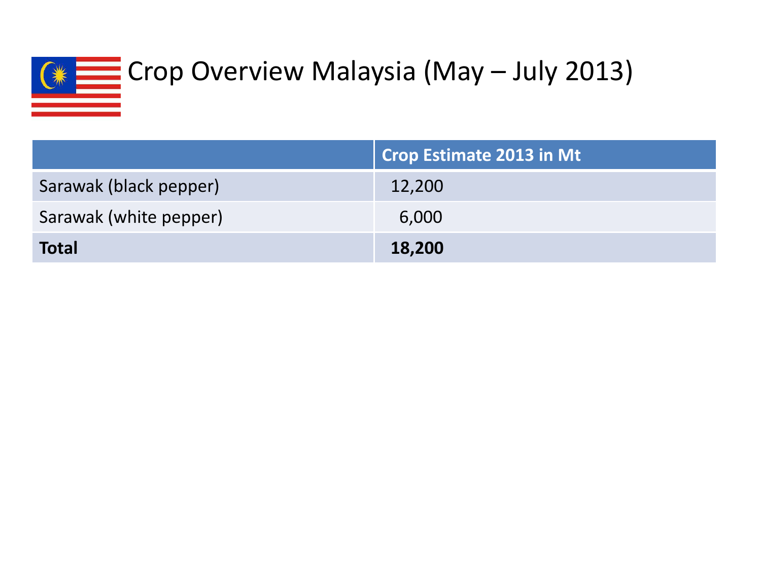# Crop Overview Malaysia (May – July 2013)

| | Crop Estimate 2013 in Mt |
|---|---|
| Sarawak (black pepper) | 12,200 |
| Sarawak (white pepper) | 6,000 |
| **Total** | **18,200** |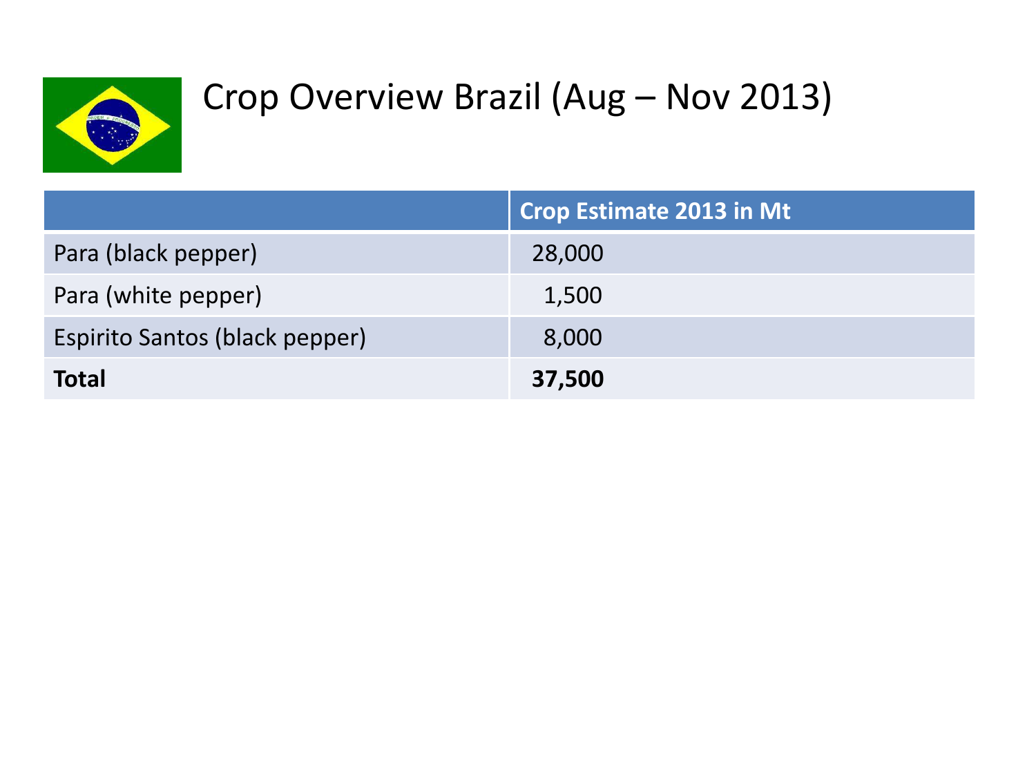# Crop Overview Brazil (Aug – Nov 2013)

| | Crop Estimate 2013 in Mt |
|---|---|
| Para (black pepper) | 28,000 |
| Para (white pepper) | 1,500 |
| Espirito Santos (black pepper) | 8,000 |
| **Total** | **37,500** |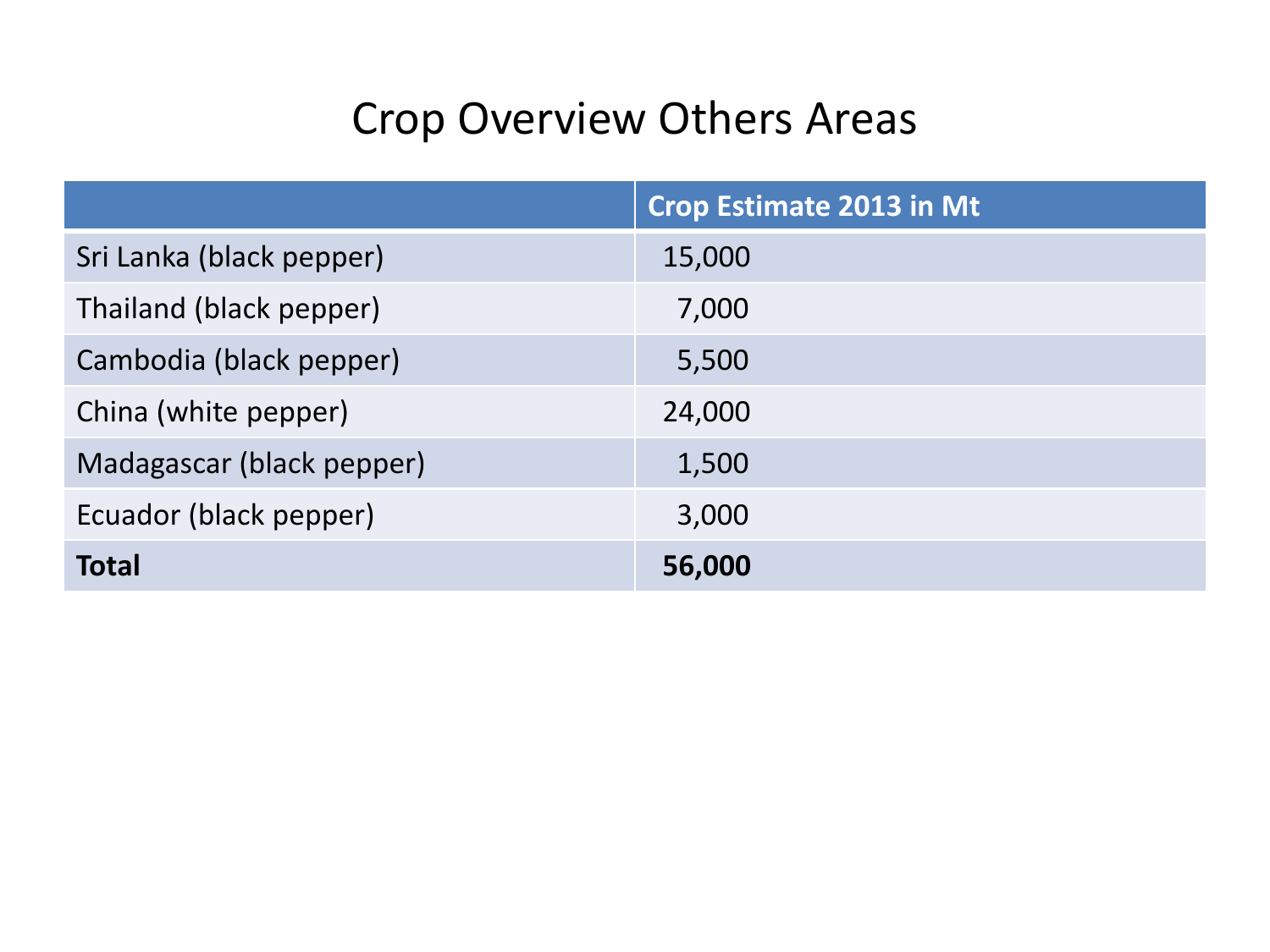# Crop Overview Others Areas

| | Crop Estimate 2013 in Mt |
|---|---|
| Sri Lanka (black pepper) | 15,000 |
| Thailand (black pepper) | 7,000 |
| Cambodia (black pepper) | 5,500 |
| China (white pepper) | 24,000 |
| Madagascar (black pepper) | 1,500 |
| Ecuador (black pepper) | 3,000 |
| **Total** | **56,000** |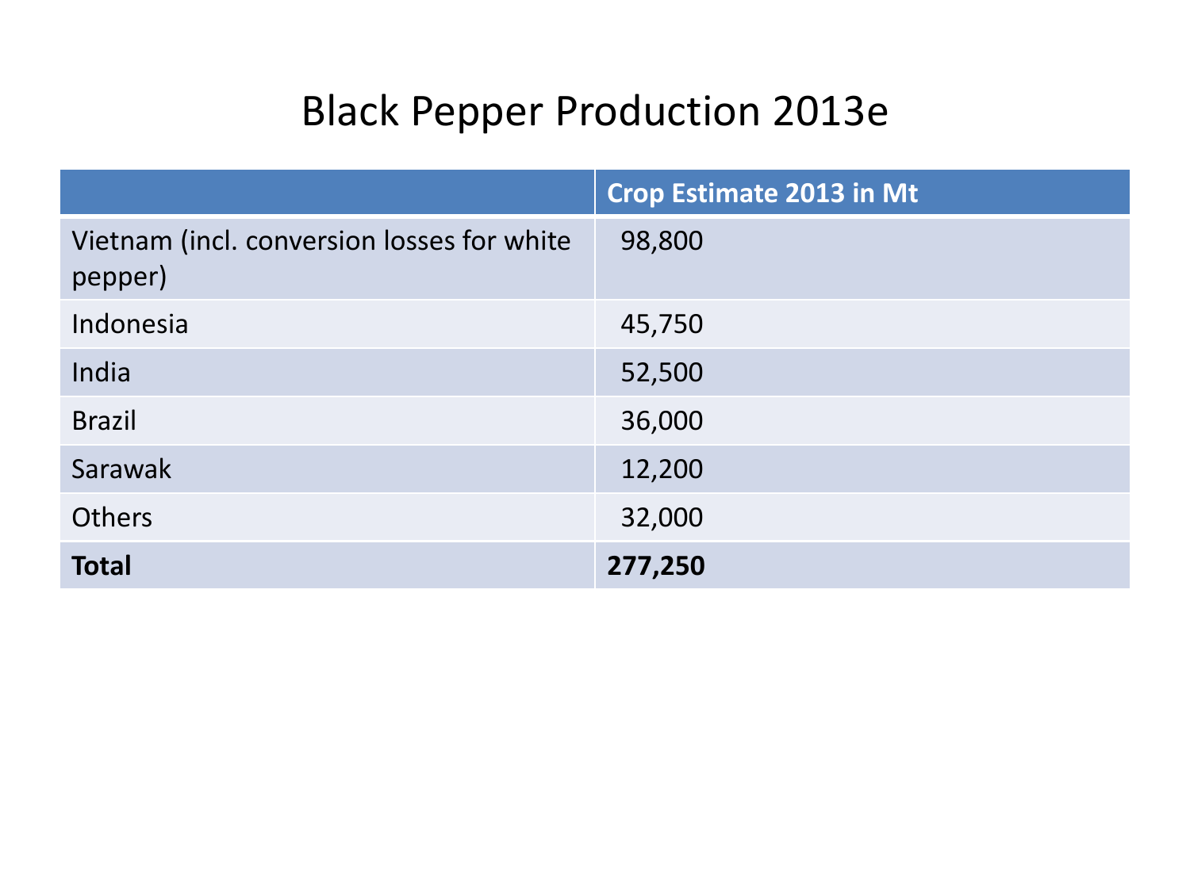# Black Pepper Production 2013e

| | Crop Estimate 2013 in Mt |
|---|---|
| Vietnam (incl. conversion losses for white pepper) | 98,800 |
| Indonesia | 45,750 |
| India | 52,500 |
| Brazil | 36,000 |
| Sarawak | 12,200 |
| Others | 32,000 |
| **Total** | **277,250** |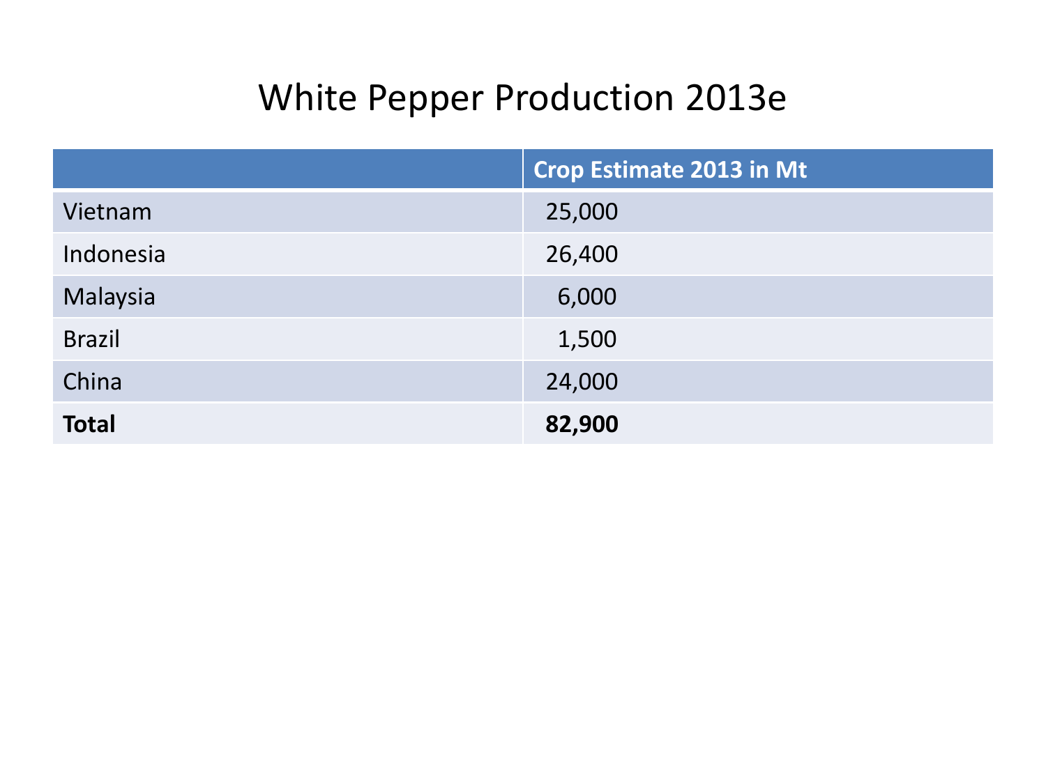# White Pepper Production 2013e

| | Crop Estimate 2013 in Mt |
|---|---|
| Vietnam | 25,000 |
| Indonesia | 26,400 |
| Malaysia | 6,000 |
| Brazil | 1,500 |
| China | 24,000 |
| **Total** | **82,900** |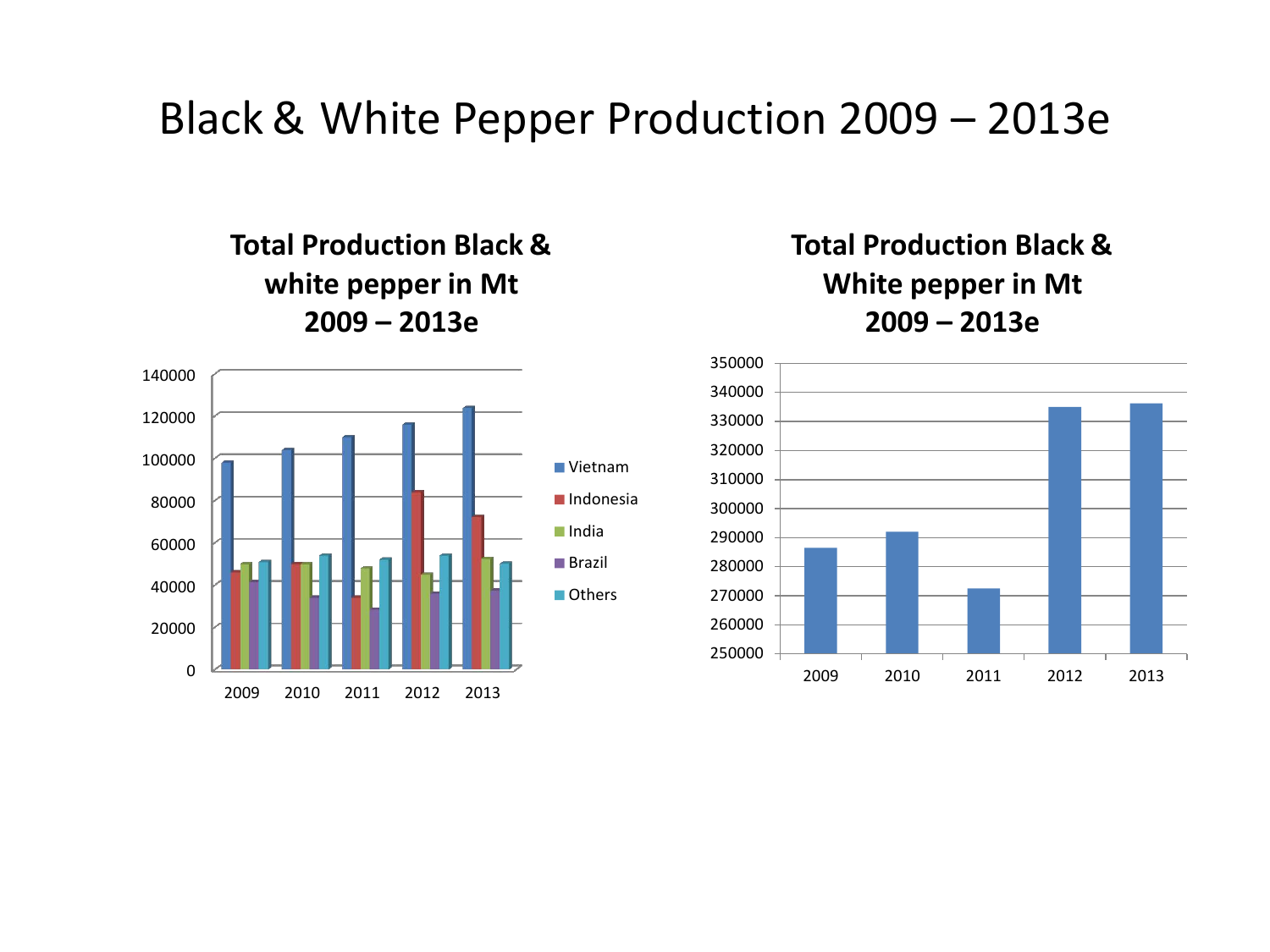# Black & White Pepper Production 2009 – 2013e

**Total Production Black & white pepper in Mt 2009 – 2013e**

**Total Production Black & White pepper in Mt 2009 – 2013e**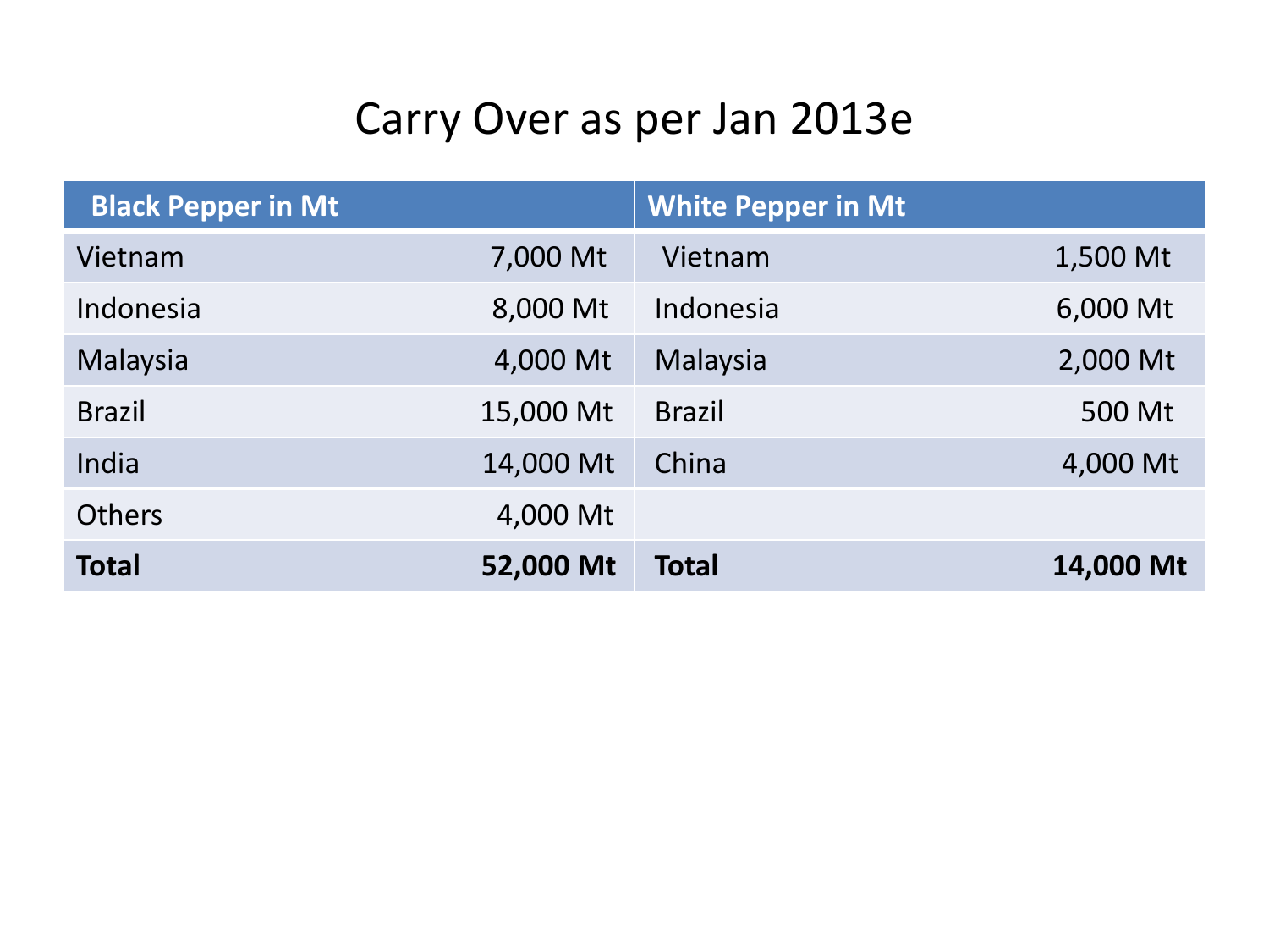# Carry Over as per Jan 2013e

| Black Pepper in Mt | | White Pepper in Mt | |
|---|---|---|---|
| Vietnam | 7,000 Mt | Vietnam | 1,500 Mt |
| Indonesia | 8,000 Mt | Indonesia | 6,000 Mt |
| Malaysia | 4,000 Mt | Malaysia | 2,000 Mt |
| Brazil | 15,000 Mt | Brazil | 500 Mt |
| India | 14,000 Mt | China | 4,000 Mt |
| Others | 4,000 Mt | | |
| **Total** | **52,000 Mt** | **Total** | **14,000 Mt** |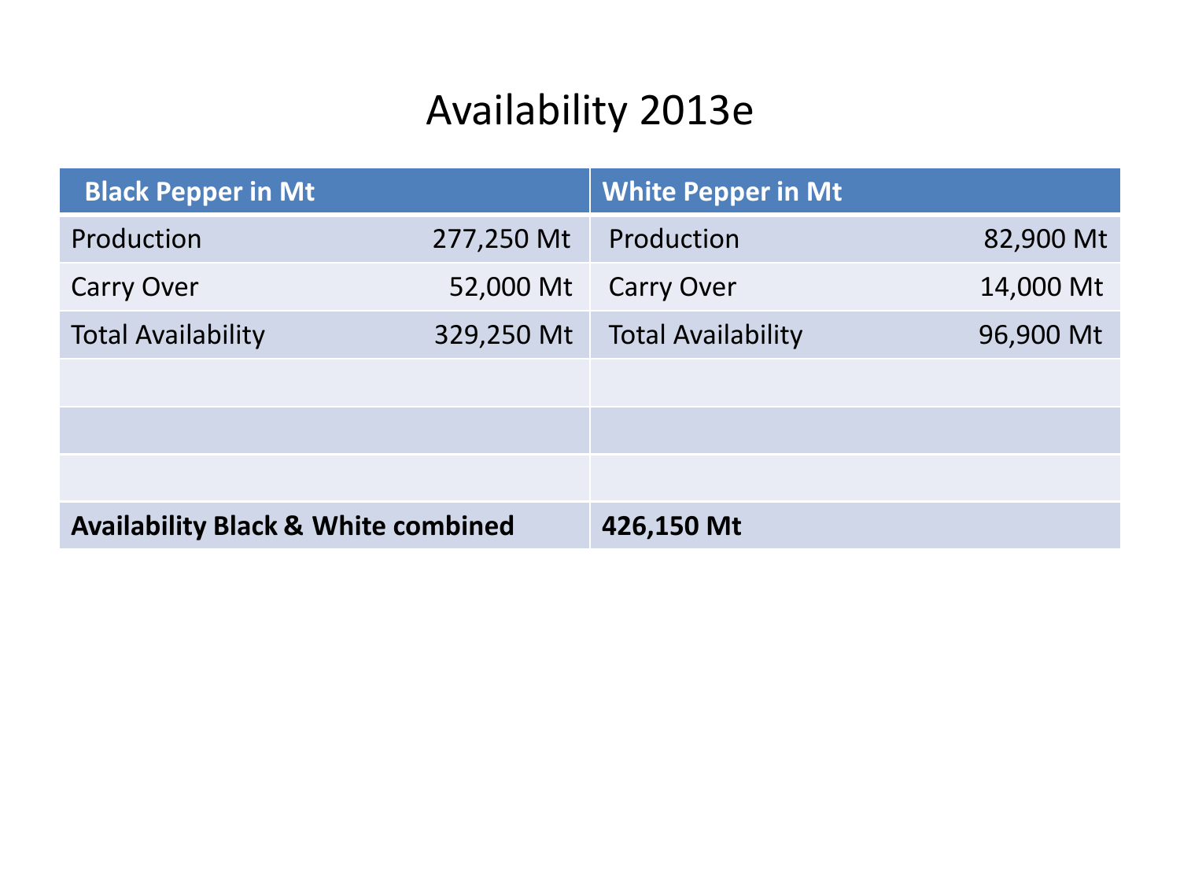# Availability 2013e

| Black Pepper in Mt | | White Pepper in Mt | |
|---|---|---|---|
| Production | 277,250 Mt | Production | 82,900 Mt |
| Carry Over | 52,000 Mt | Carry Over | 14,000 Mt |
| Total Availability | 329,250 Mt | Total Availability | 96,900 Mt |
| | | | |
| | | | |
| | | | |
| **Availability Black & White combined** | | **426,150 Mt** | |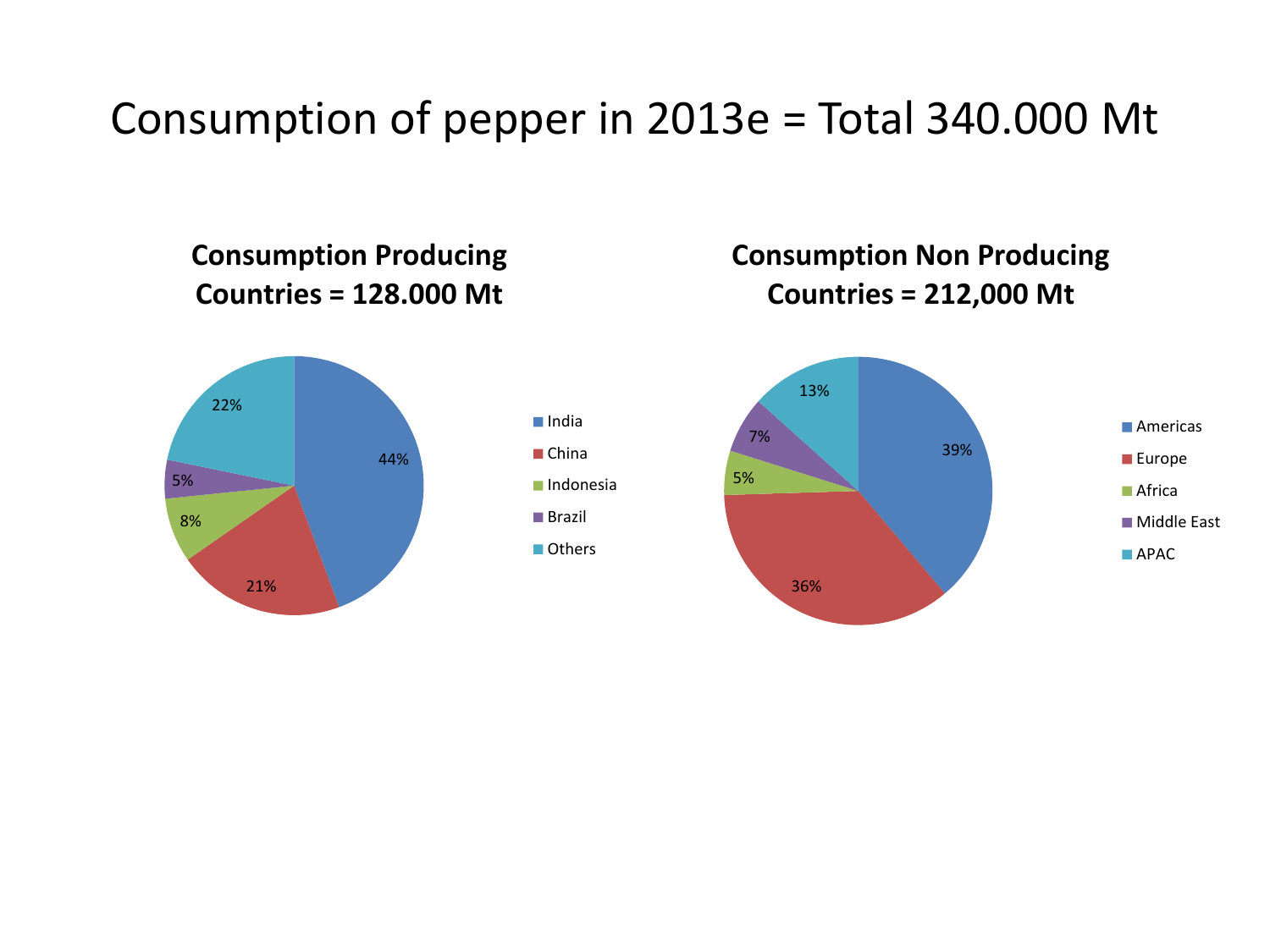# Consumption of pepper in 2013e = Total 340.000 Mt

## Consumption Producing Countries = 128.000 Mt

| Country | Share |
| --- | --- |
| India | 44% |
| China | 21% |
| Indonesia | 8% |
| Brazil | 5% |
| Others | 22% |

## Consumption Non Producing Countries = 212,000 Mt

| Region | Share |
| --- | --- |
| Americas | 39% |
| Europe | 36% |
| Africa | 5% |
| Middle East | 7% |
| APAC | 13% |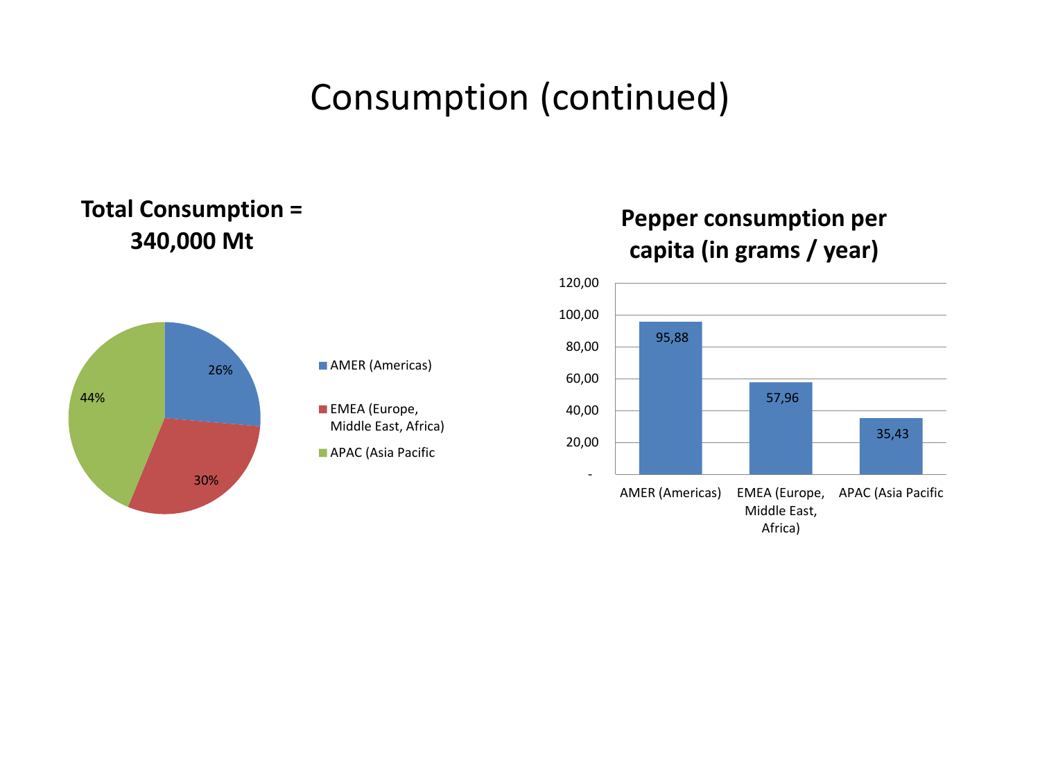# Consumption (continued)

**Total Consumption = 340,000 Mt**

| Region | Share |
|---|---|
| AMER (Americas) | 26% |
| EMEA (Europe, Middle East, Africa) | 30% |
| APAC (Asia Pacific | 44% |

**Pepper consumption per capita (in grams / year)**

| Region | Grams / year |
|---|---|
| AMER (Americas) | 95,88 |
| EMEA (Europe, Middle East, Africa) | 57,96 |
| APAC (Asia Pacific | 35,43 |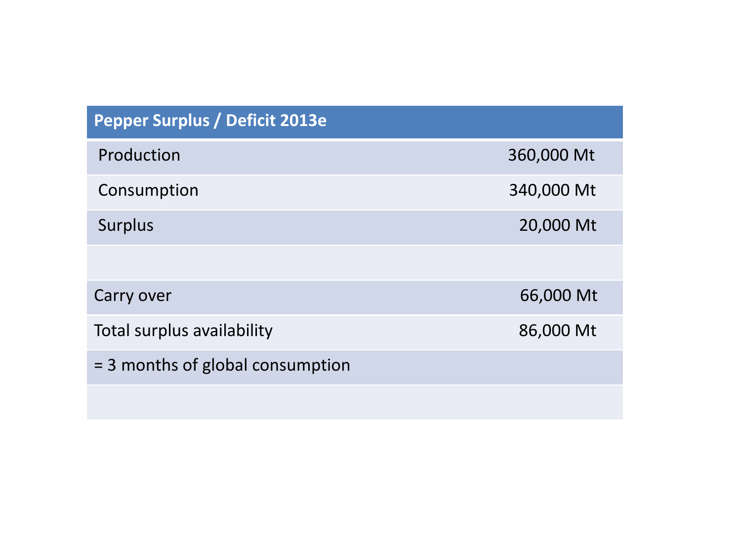| Pepper Surplus / Deficit 2013e | |
|---|---|
| Production | 360,000 Mt |
| Consumption | 340,000 Mt |
| Surplus | 20,000 Mt |
| | |
| Carry over | 66,000 Mt |
| Total surplus availability | 86,000 Mt |
| = 3 months of global consumption | |
| | |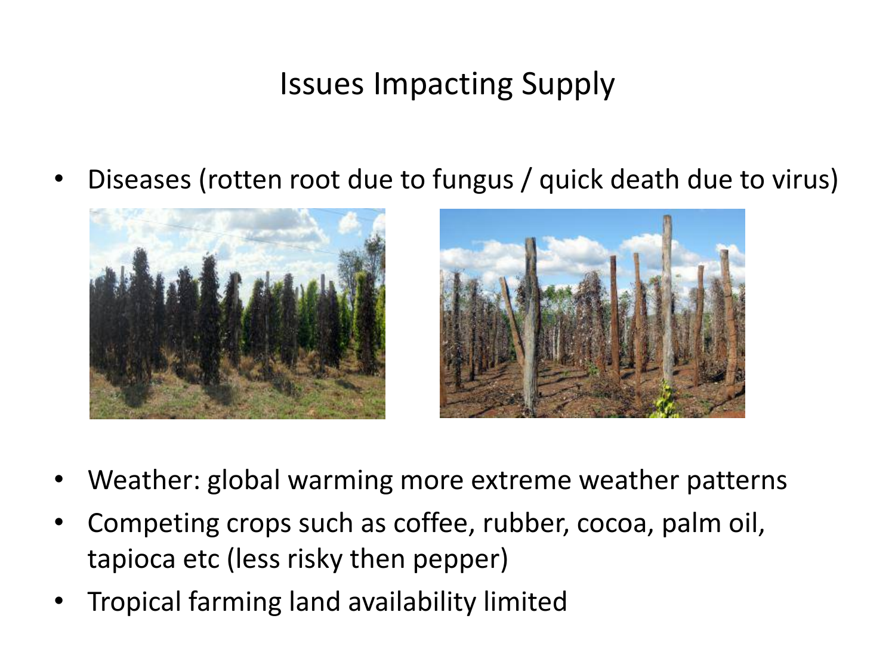# Issues Impacting Supply

- Diseases (rotten root due to fungus / quick death due to virus)
- Weather: global warming more extreme weather patterns
- Competing crops such as coffee, rubber, cocoa, palm oil, tapioca etc (less risky then pepper)
- Tropical farming land availability limited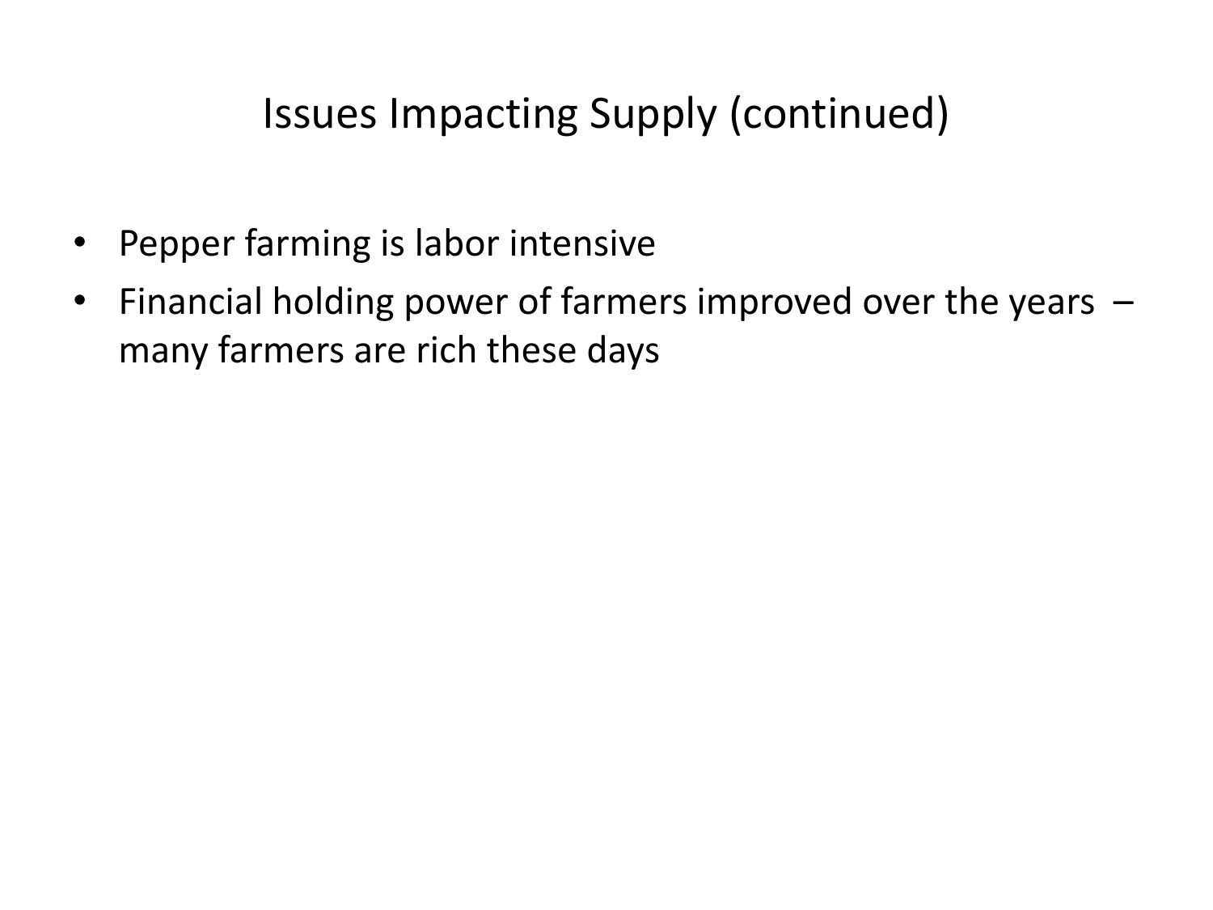# Issues Impacting Supply (continued)

- Pepper farming is labor intensive
- Financial holding power of farmers improved over the years – many farmers are rich these days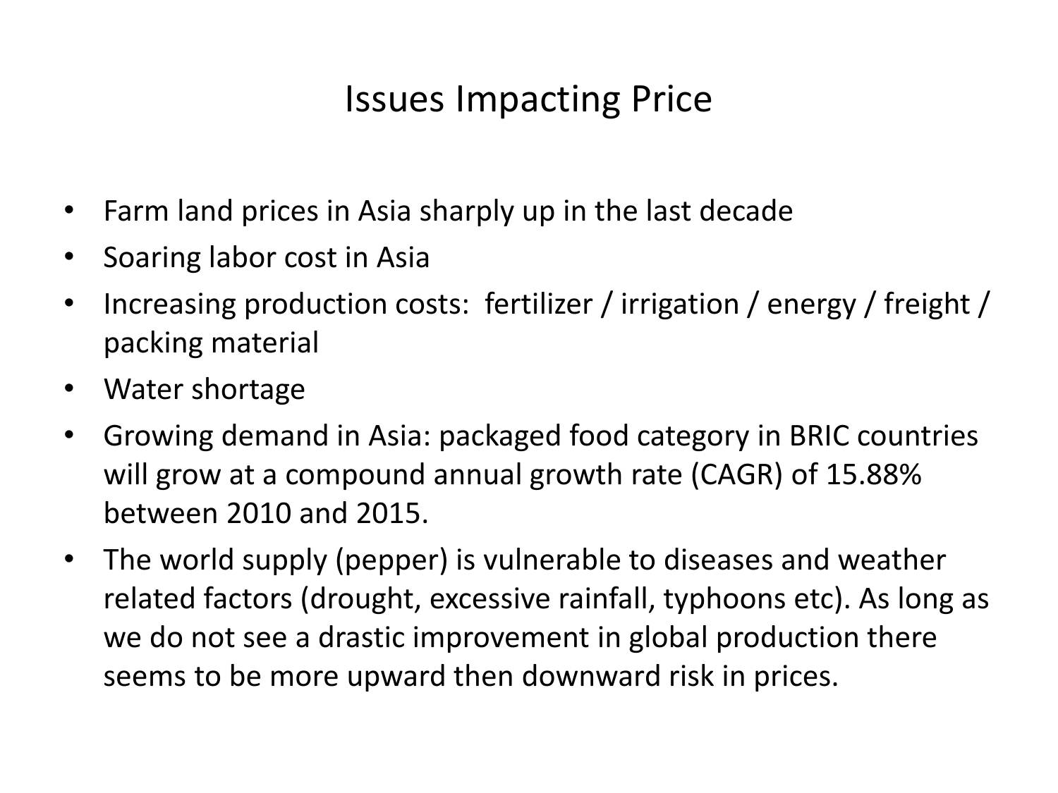# Issues Impacting Price

- Farm land prices in Asia sharply up in the last decade
- Soaring labor cost in Asia
- Increasing production costs: fertilizer / irrigation / energy / freight / packing material
- Water shortage
- Growing demand in Asia: packaged food category in BRIC countries will grow at a compound annual growth rate (CAGR) of 15.88% between 2010 and 2015.
- The world supply (pepper) is vulnerable to diseases and weather related factors (drought, excessive rainfall, typhoons etc). As long as we do not see a drastic improvement in global production there seems to be more upward then downward risk in prices.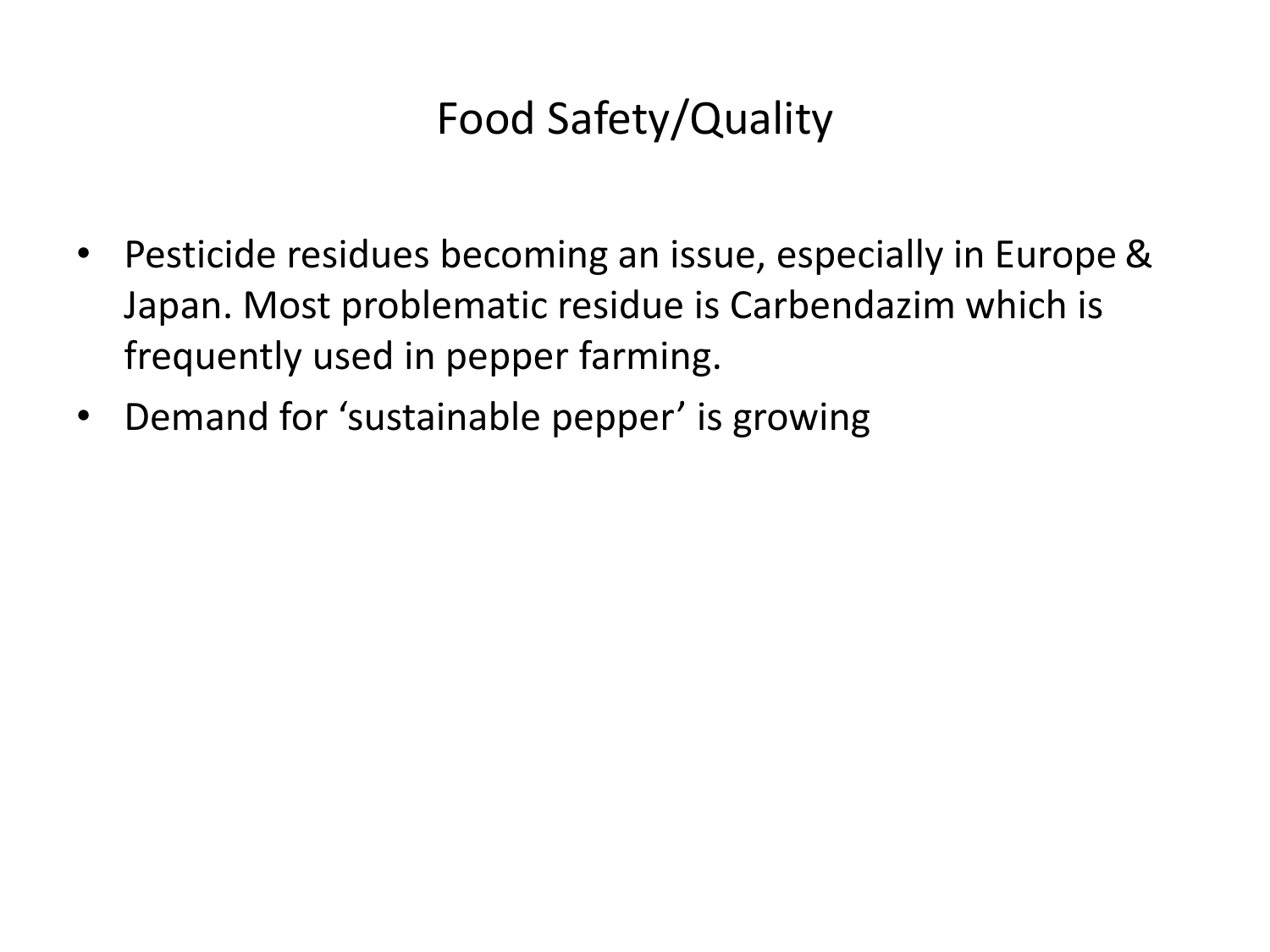# Food Safety/Quality

- Pesticide residues becoming an issue, especially in Europe & Japan. Most problematic residue is Carbendazim which is frequently used in pepper farming.
- Demand for ‘sustainable pepper’ is growing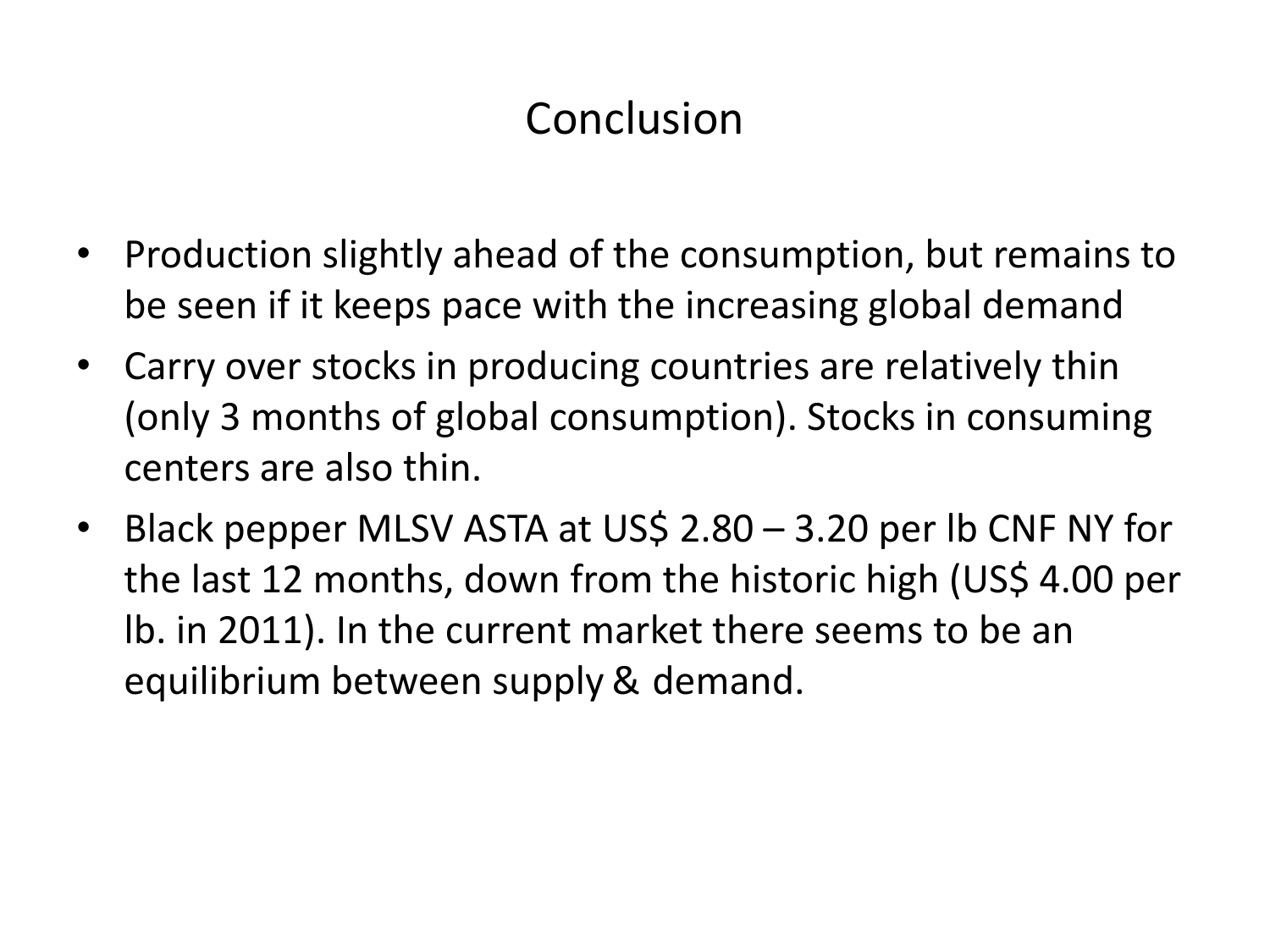# Conclusion

- Production slightly ahead of the consumption, but remains to be seen if it keeps pace with the increasing global demand
- Carry over stocks in producing countries are relatively thin (only 3 months of global consumption). Stocks in consuming centers are also thin.
- Black pepper MLSV ASTA at US$ 2.80 – 3.20 per lb CNF NY for the last 12 months, down from the historic high (US$ 4.00 per lb. in 2011). In the current market there seems to be an equilibrium between supply & demand.